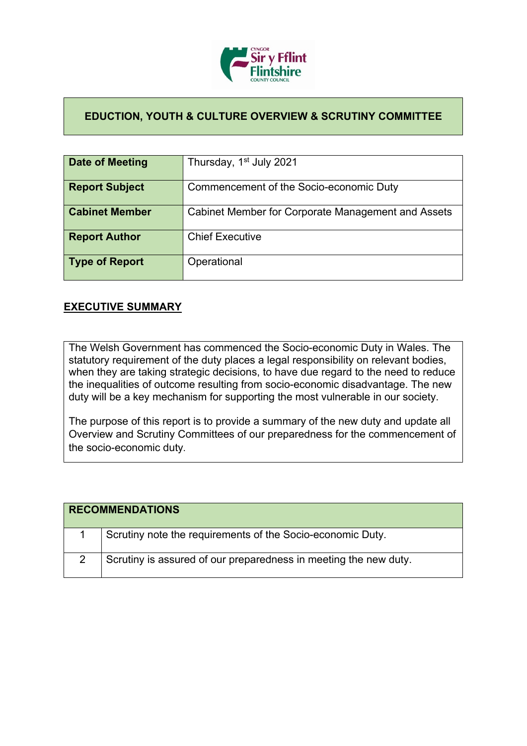## EDUCTION, YOUTH & CULTURE OVERVIEW & SCRUTINY COMMITTEE

| | |
|---|---|
| **Date of Meeting** | Thursday, 1st July 2021 |
| **Report Subject** | Commencement of the Socio-economic Duty |
| **Cabinet Member** | Cabinet Member for Corporate Management and Assets |
| **Report Author** | Chief Executive |
| **Type of Report** | Operational |

## EXECUTIVE SUMMARY

The Welsh Government has commenced the Socio-economic Duty in Wales. The statutory requirement of the duty places a legal responsibility on relevant bodies, when they are taking strategic decisions, to have due regard to the need to reduce the inequalities of outcome resulting from socio-economic disadvantage. The new duty will be a key mechanism for supporting the most vulnerable in our society.

The purpose of this report is to provide a summary of the new duty and update all Overview and Scrutiny Committees of our preparedness for the commencement of the socio-economic duty.

| RECOMMENDATIONS | |
|---|---|
| 1 | Scrutiny note the requirements of the Socio-economic Duty. |
| 2 | Scrutiny is assured of our preparedness in meeting the new duty. |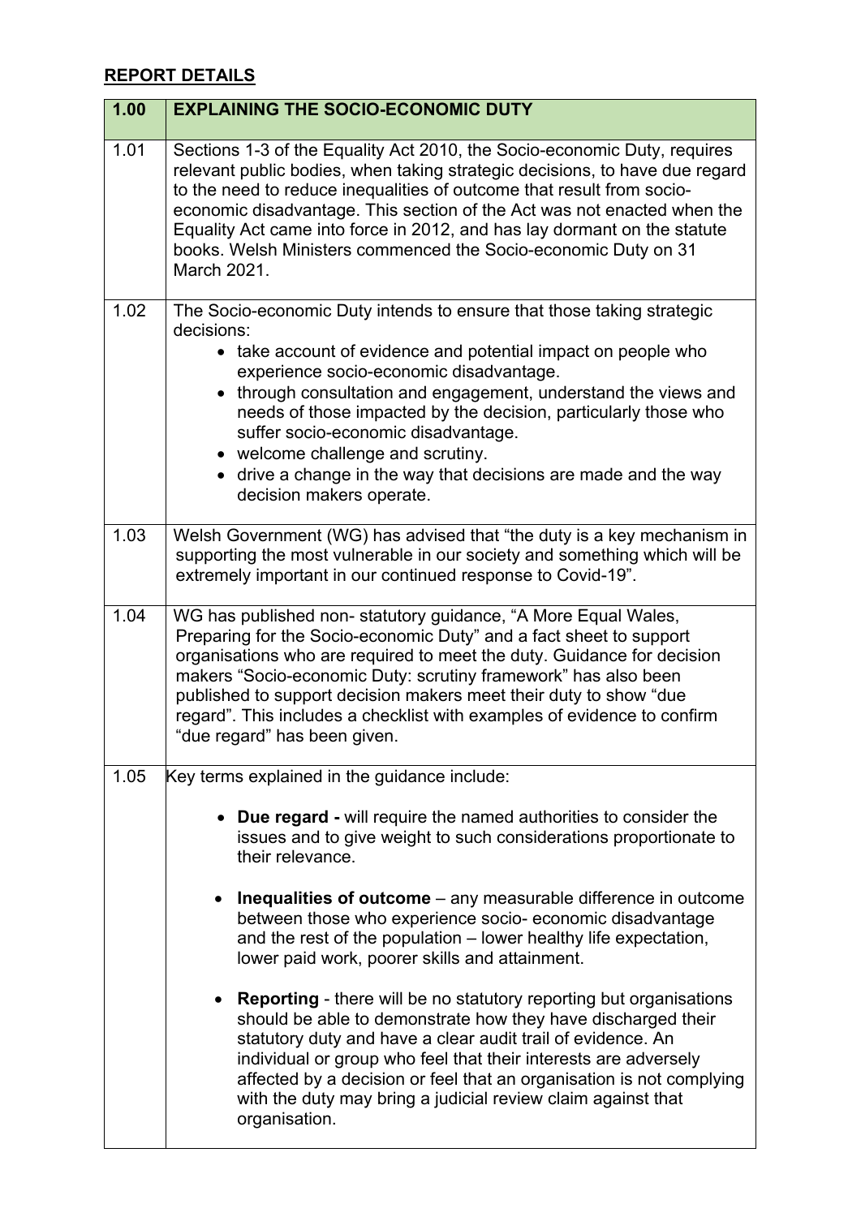## REPORT DETAILS

| 1.00 | EXPLAINING THE SOCIO-ECONOMIC DUTY |
|---|---|
| 1.01 | Sections 1-3 of the Equality Act 2010, the Socio-economic Duty, requires relevant public bodies, when taking strategic decisions, to have due regard to the need to reduce inequalities of outcome that result from socio-economic disadvantage. This section of the Act was not enacted when the Equality Act came into force in 2012, and has lay dormant on the statute books. Welsh Ministers commenced the Socio-economic Duty on 31 March 2021. |
| 1.02 | The Socio-economic Duty intends to ensure that those taking strategic decisions:<br>• take account of evidence and potential impact on people who experience socio-economic disadvantage.<br>• through consultation and engagement, understand the views and needs of those impacted by the decision, particularly those who suffer socio-economic disadvantage.<br>• welcome challenge and scrutiny.<br>• drive a change in the way that decisions are made and the way decision makers operate. |
| 1.03 | Welsh Government (WG) has advised that "the duty is a key mechanism in supporting the most vulnerable in our society and something which will be extremely important in our continued response to Covid-19". |
| 1.04 | WG has published non- statutory guidance, "A More Equal Wales, Preparing for the Socio-economic Duty" and a fact sheet to support organisations who are required to meet the duty. Guidance for decision makers "Socio-economic Duty: scrutiny framework" has also been published to support decision makers meet their duty to show "due regard". This includes a checklist with examples of evidence to confirm "due regard" has been given. |
| 1.05 | Key terms explained in the guidance include:<br>• **Due regard -** will require the named authorities to consider the issues and to give weight to such considerations proportionate to their relevance.<br>• **Inequalities of outcome** – any measurable difference in outcome between those who experience socio- economic disadvantage and the rest of the population – lower healthy life expectation, lower paid work, poorer skills and attainment.<br>• **Reporting** - there will be no statutory reporting but organisations should be able to demonstrate how they have discharged their statutory duty and have a clear audit trail of evidence. An individual or group who feel that their interests are adversely affected by a decision or feel that an organisation is not complying with the duty may bring a judicial review claim against that organisation. |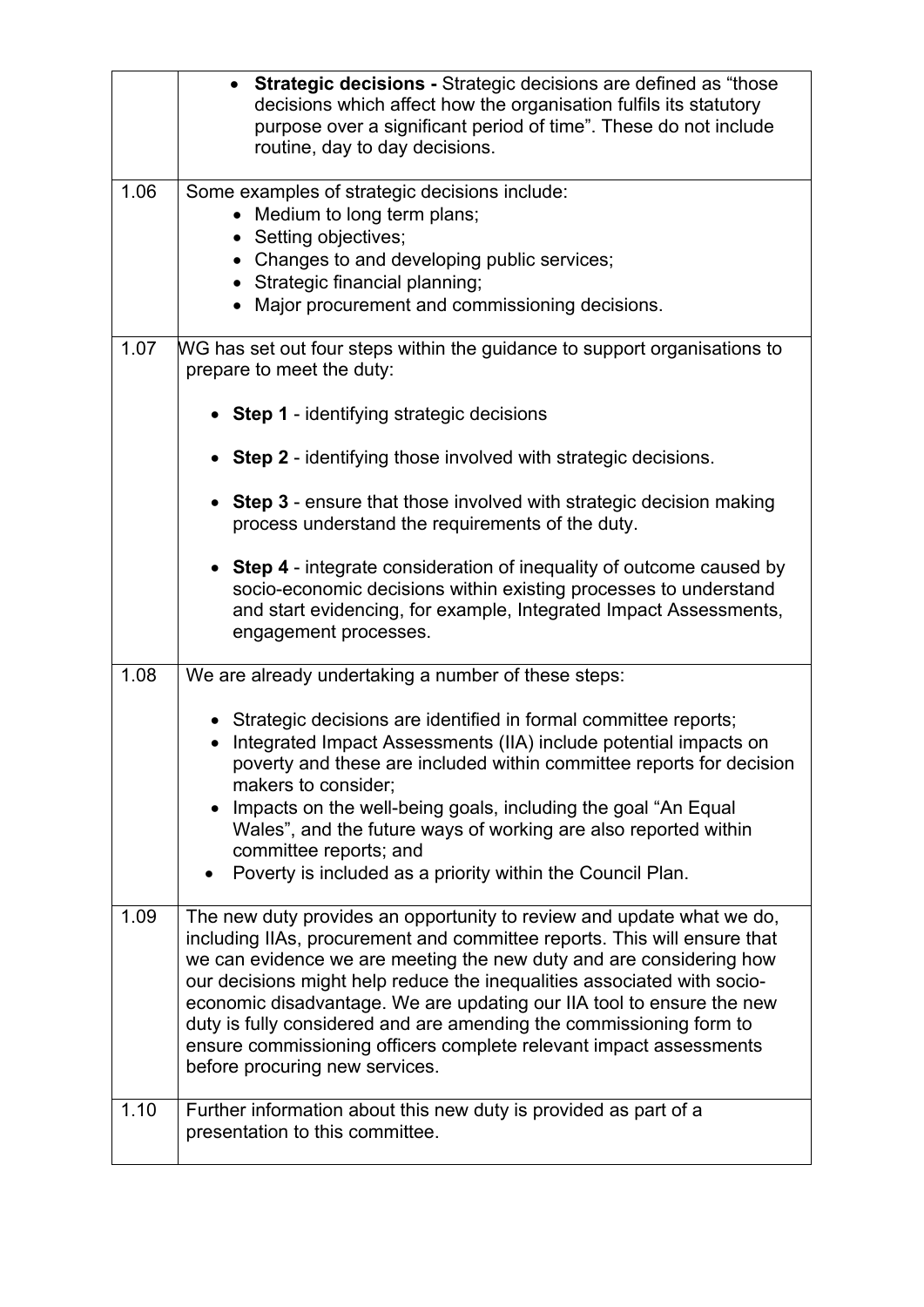| | |
|---|---|
| | • **Strategic decisions -** Strategic decisions are defined as "those decisions which affect how the organisation fulfils its statutory purpose over a significant period of time". These do not include routine, day to day decisions. |
| 1.06 | Some examples of strategic decisions include:<br>• Medium to long term plans;<br>• Setting objectives;<br>• Changes to and developing public services;<br>• Strategic financial planning;<br>• Major procurement and commissioning decisions. |
| 1.07 | WG has set out four steps within the guidance to support organisations to prepare to meet the duty:<br><br>• **Step 1** - identifying strategic decisions<br><br>• **Step 2** - identifying those involved with strategic decisions.<br><br>• **Step 3** - ensure that those involved with strategic decision making process understand the requirements of the duty.<br><br>• **Step 4** - integrate consideration of inequality of outcome caused by socio-economic decisions within existing processes to understand and start evidencing, for example, Integrated Impact Assessments, engagement processes. |
| 1.08 | We are already undertaking a number of these steps:<br><br>• Strategic decisions are identified in formal committee reports;<br>• Integrated Impact Assessments (IIA) include potential impacts on poverty and these are included within committee reports for decision makers to consider;<br>• Impacts on the well-being goals, including the goal "An Equal Wales", and the future ways of working are also reported within committee reports; and<br>• Poverty is included as a priority within the Council Plan. |
| 1.09 | The new duty provides an opportunity to review and update what we do, including IIAs, procurement and committee reports. This will ensure that we can evidence we are meeting the new duty and are considering how our decisions might help reduce the inequalities associated with socio-economic disadvantage. We are updating our IIA tool to ensure the new duty is fully considered and are amending the commissioning form to ensure commissioning officers complete relevant impact assessments before procuring new services. |
| 1.10 | Further information about this new duty is provided as part of a presentation to this committee. |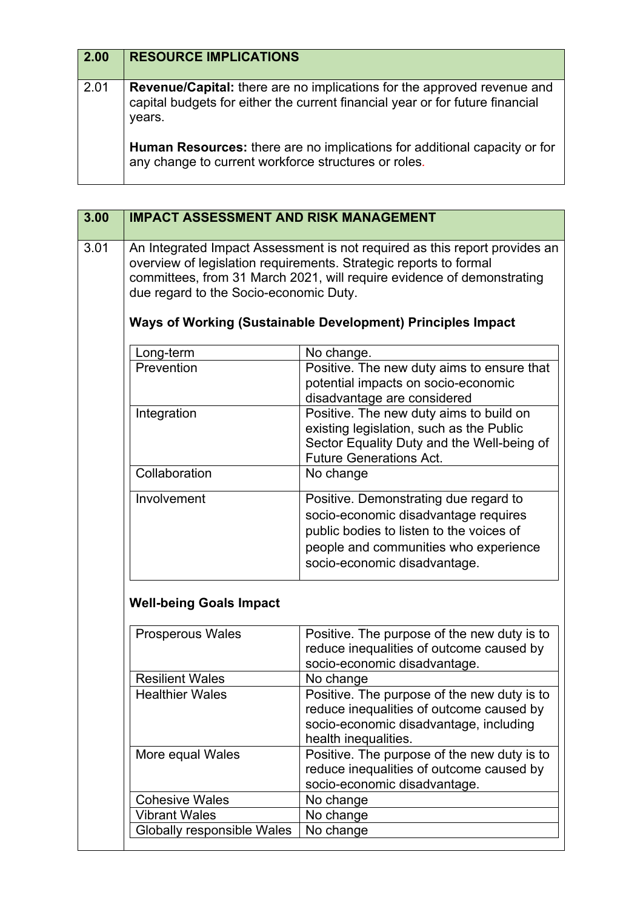| 2.00 | RESOURCE IMPLICATIONS |
|---|---|
| 2.01 | **Revenue/Capital:** there are no implications for the approved revenue and capital budgets for either the current financial year or for future financial years.<br><br>**Human Resources:** there are no implications for additional capacity or for any change to current workforce structures or roles. |

| 3.00 | IMPACT ASSESSMENT AND RISK MANAGEMENT |
|---|---|
| 3.01 | An Integrated Impact Assessment is not required as this report provides an overview of legislation requirements. Strategic reports to formal committees, from 31 March 2021, will require evidence of demonstrating due regard to the Socio-economic Duty. |

**Ways of Working (Sustainable Development) Principles Impact**

| Principle | Impact |
|---|---|
| Long-term | No change. |
| Prevention | Positive. The new duty aims to ensure that potential impacts on socio-economic disadvantage are considered |
| Integration | Positive. The new duty aims to build on existing legislation, such as the Public Sector Equality Duty and the Well-being of Future Generations Act. |
| Collaboration | No change |
| Involvement | Positive. Demonstrating due regard to socio-economic disadvantage requires public bodies to listen to the voices of people and communities who experience socio-economic disadvantage. |

**Well-being Goals Impact**

| Goal | Impact |
|---|---|
| Prosperous Wales | Positive. The purpose of the new duty is to reduce inequalities of outcome caused by socio-economic disadvantage. |
| Resilient Wales | No change |
| Healthier Wales | Positive. The purpose of the new duty is to reduce inequalities of outcome caused by socio-economic disadvantage, including health inequalities. |
| More equal Wales | Positive. The purpose of the new duty is to reduce inequalities of outcome caused by socio-economic disadvantage. |
| Cohesive Wales | No change |
| Vibrant Wales | No change |
| Globally responsible Wales | No change |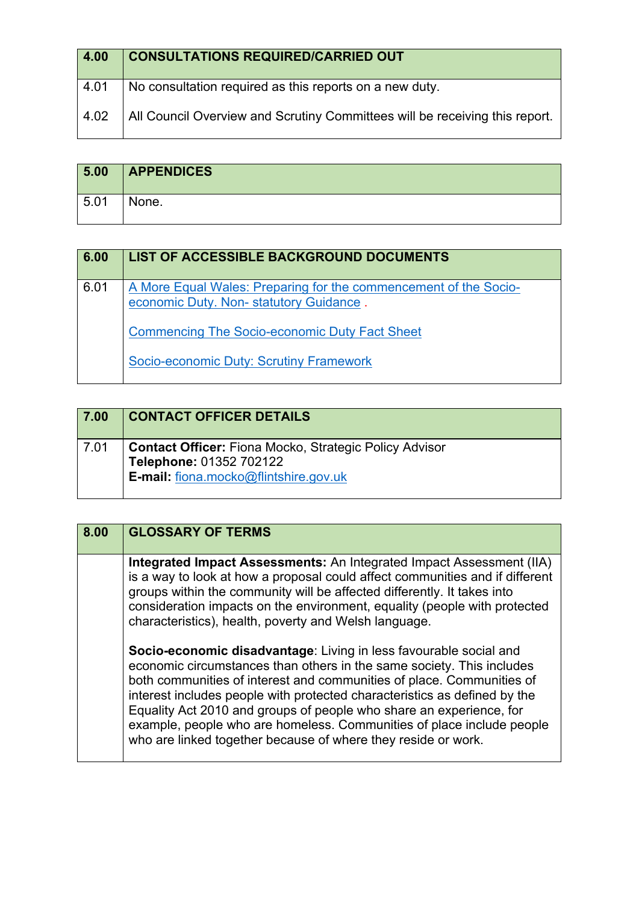| 4.00 | CONSULTATIONS REQUIRED/CARRIED OUT |
|---|---|
| 4.01 | No consultation required as this reports on a new duty. |
| 4.02 | All Council Overview and Scrutiny Committees will be receiving this report. |

| 5.00 | APPENDICES |
|---|---|
| 5.01 | None. |

| 6.00 | LIST OF ACCESSIBLE BACKGROUND DOCUMENTS |
|---|---|
| 6.01 | A More Equal Wales: Preparing for the commencement of the Socio-economic Duty. Non- statutory Guidance .<br><br>Commencing The Socio-economic Duty Fact Sheet<br><br>Socio-economic Duty: Scrutiny Framework |

| 7.00 | CONTACT OFFICER DETAILS |
|---|---|
| 7.01 | **Contact Officer:** Fiona Mocko, Strategic Policy Advisor<br>**Telephone:** 01352 702122<br>**E-mail:** fiona.mocko@flintshire.gov.uk |

| 8.00 | GLOSSARY OF TERMS |
|---|---|
| | **Integrated Impact Assessments:** An Integrated Impact Assessment (IIA) is a way to look at how a proposal could affect communities and if different groups within the community will be affected differently. It takes into consideration impacts on the environment, equality (people with protected characteristics), health, poverty and Welsh language.<br><br>**Socio-economic disadvantage**: Living in less favourable social and economic circumstances than others in the same society. This includes both communities of interest and communities of place. Communities of interest includes people with protected characteristics as defined by the Equality Act 2010 and groups of people who share an experience, for example, people who are homeless. Communities of place include people who are linked together because of where they reside or work. |